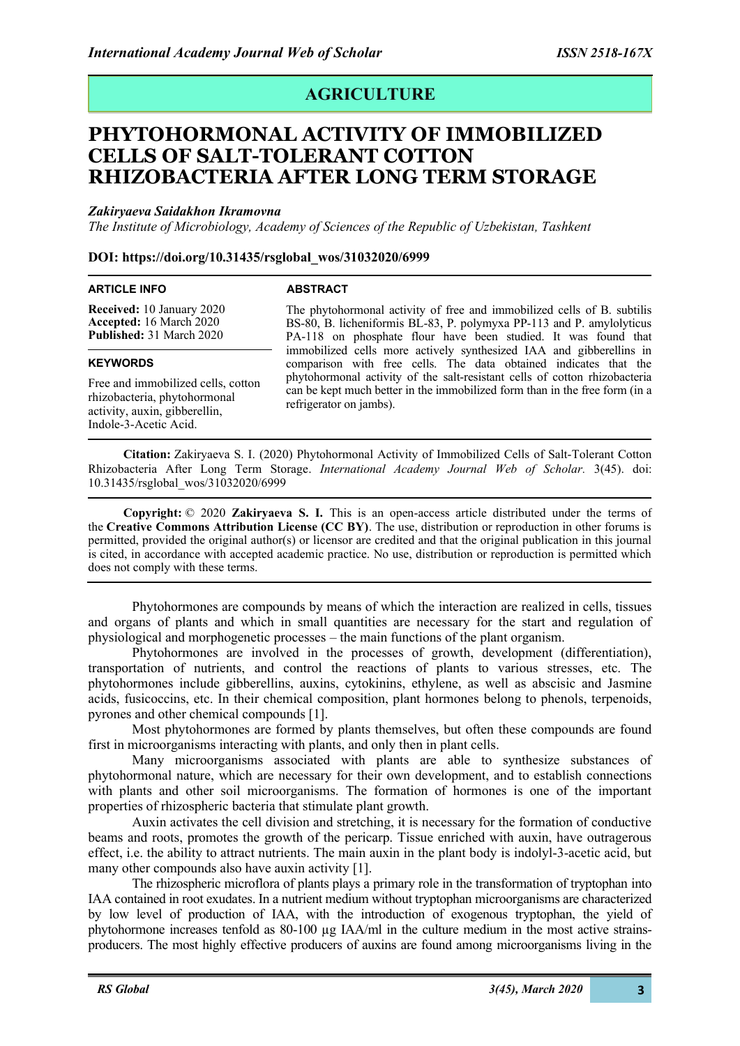## AGRICULTURE

# PHYTOHORMONAL ACTIVITY OF IMMOBILIZED CELLS OF SALT-TOLERANT COTTON RHIZOBACTERIA AFTER LONG TERM STORAGE

***Zakiryaeva Saidakhon Ikramovna***

*The Institute of Microbiology, Academy of Sciences of the Republic of Uzbekistan, Tashkent*

**DOI: https://doi.org/10.31435/rsglobal_wos/31032020/6999**

**ARTICLE INFO**

**Received:** 10 January 2020
**Accepted:** 16 March 2020
**Published:** 31 March 2020

**KEYWORDS**

Free and immobilized cells, cotton rhizobacteria, phytohormonal activity, auxin, gibberellin, Indole-3-Acetic Acid.

**ABSTRACT**

The phytohormonal activity of free and immobilized cells of B. subtilis BS-80, B. licheniformis BL-83, P. polymyxa PP-113 and P. amylolyticus PA-118 on phosphate flour have been studied. It was found that immobilized cells more actively synthesized IAA and gibberellins in comparison with free cells. The data obtained indicates that the phytohormonal activity of the salt-resistant cells of cotton rhizobacteria can be kept much better in the immobilized form than in the free form (in a refrigerator on jambs).

**Citation:** Zakiryaeva S. I. (2020) Phytohormonal Activity of Immobilized Cells of Salt-Tolerant Cotton Rhizobacteria After Long Term Storage. *International Academy Journal Web of Scholar.* 3(45). doi: 10.31435/rsglobal_wos/31032020/6999

**Copyright:** © 2020 **Zakiryaeva S. I.** This is an open-access article distributed under the terms of the **Creative Commons Attribution License (CC BY)**. The use, distribution or reproduction in other forums is permitted, provided the original author(s) or licensor are credited and that the original publication in this journal is cited, in accordance with accepted academic practice. No use, distribution or reproduction is permitted which does not comply with these terms.

Phytohormones are compounds by means of which the interaction are realized in cells, tissues and organs of plants and which in small quantities are necessary for the start and regulation of physiological and morphogenetic processes – the main functions of the plant organism.

Phytohormones are involved in the processes of growth, development (differentiation), transportation of nutrients, and control the reactions of plants to various stresses, etc. The phytohormones include gibberellins, auxins, cytokinins, ethylene, as well as abscisic and Jasmine acids, fusicoccins, etc. In their chemical composition, plant hormones belong to phenols, terpenoids, pyrones and other chemical compounds [1].

Most phytohormones are formed by plants themselves, but often these compounds are found first in microorganisms interacting with plants, and only then in plant cells.

Many microorganisms associated with plants are able to synthesize substances of phytohormonal nature, which are necessary for their own development, and to establish connections with plants and other soil microorganisms. The formation of hormones is one of the important properties of rhizospheric bacteria that stimulate plant growth.

Auxin activates the cell division and stretching, it is necessary for the formation of conductive beams and roots, promotes the growth of the pericarp. Tissue enriched with auxin, have outrageous effect, i.e. the ability to attract nutrients. The main auxin in the plant body is indolyl-3-acetic acid, but many other compounds also have auxin activity [1].

The rhizospheric microflora of plants plays a primary role in the transformation of tryptophan into IAA contained in root exudates. In a nutrient medium without tryptophan microorganisms are characterized by low level of production of IAA, with the introduction of exogenous tryptophan, the yield of phytohormone increases tenfold as 80-100 µg IAA/ml in the culture medium in the most active strains-producers. The most highly effective producers of auxins are found among microorganisms living in the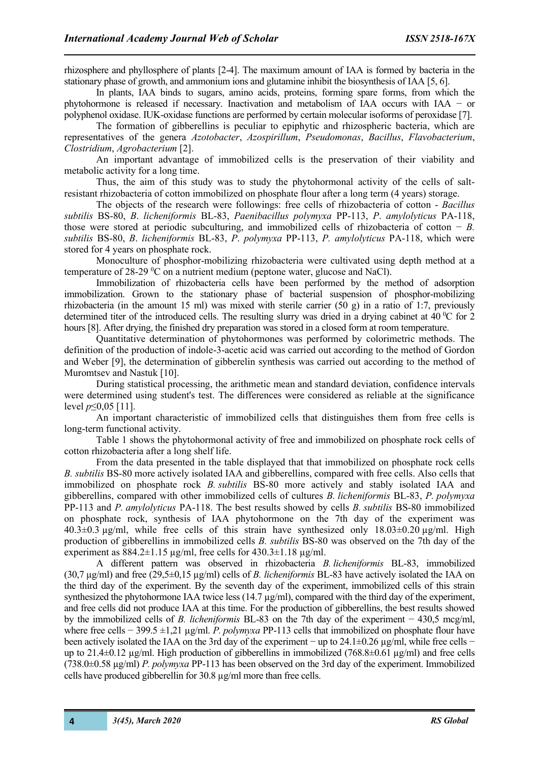rhizosphere and phyllosphere of plants [2-4]. The maximum amount of IAA is formed by bacteria in the stationary phase of growth, and ammonium ions and glutamine inhibit the biosynthesis of IAA [5, 6].

In plants, IAA binds to sugars, amino acids, proteins, forming spare forms, from which the phytohormone is released if necessary. Inactivation and metabolism of IAA occurs with IAA − or polyphenol oxidase. IUK-oxidase functions are performed by certain molecular isoforms of peroxidase [7].

The formation of gibberellins is peculiar to epiphytic and rhizospheric bacteria, which are representatives of the genera *Azotobacter*, *Azospirillum*, *Pseudomonas*, *Bacillus*, *Flavobacterium*, *Clostridium*, *Agrobacterium* [2].

An important advantage of immobilized cells is the preservation of their viability and metabolic activity for a long time.

Thus, the aim of this study was to study the phytohormonal activity of the cells of salt-resistant rhizobacteria of cotton immobilized on phosphate flour after a long term (4 years) storage.

The objects of the research were followings: free cells of rhizobacteria of cotton - *Bacillus subtilis* BS-80, *B*. *licheniformis* BL-83, *Paenibacillus polymyxa* PP-113, *P*. *amylolyticus* PA-118, those were stored at periodic subculturing, and immobilized cells of rhizobacteria of cotton − *B. subtilis* BS-80, *B*. *licheniformis* BL-83, *P*. *polymyxa* PP-113, *P. amylolyticus* PA-118, which were stored for 4 years on phosphate rock.

Monoculture of phosphor-mobilizing rhizobacteria were cultivated using depth method at a temperature of 28-29 $^0$C on a nutrient medium (peptone water, glucose and NaCl).

Immobilization of rhizobacteria cells have been performed by the method of adsorption immobilization. Grown to the stationary phase of bacterial suspension of phosphor-mobilizing rhizobacteria (in the amount 15 ml) was mixed with sterile carrier (50 g) in a ratio of 1:7, previously determined titer of the introduced cells. The resulting slurry was dried in a drying cabinet at 40 $^0$C for 2 hours [8]. After drying, the finished dry preparation was stored in a closed form at room temperature.

Quantitative determination of phytohormones was performed by colorimetric methods. The definition of the production of indole-3-acetic acid was carried out according to the method of Gordon and Weber [9], the determination of gibberelin synthesis was carried out according to the method of Muromtsev and Nastuk [10].

During statistical processing, the arithmetic mean and standard deviation, confidence intervals were determined using student's test. The differences were considered as reliable at the significance level $p \leq 0{,}05$ [11].

An important characteristic of immobilized cells that distinguishes them from free cells is long-term functional activity.

Table 1 shows the phytohormonal activity of free and immobilized on phosphate rock cells of cotton rhizobacteria after a long shelf life.

From the data presented in the table displayed that that immobilized on phosphate rock cells *B. subtilis* BS-80 more actively isolated IAA and gibberellins, compared with free cells. Also cells that immobilized on phosphate rock *B. subtilis* BS-80 more actively and stably isolated IAA and gibberellins, compared with other immobilized cells of cultures *B. licheniformis* BL-83, *P. polymyxa* PP-113 and *P. amylolyticus* PA-118. The best results showed by cells *B. subtilis* BS-80 immobilized on phosphate rock, synthesis of IAA phytohormone on the 7th day of the experiment was 40.3±0.3 µg/ml, while free cells of this strain have synthesized only 18.03±0.20 µg/ml. High production of gibberellins in immobilized cells *B. subtilis* BS-80 was observed on the 7th day of the experiment as 884.2±1.15 µg/ml, free cells for 430.3±1.18 µg/ml.

A different pattern was observed in rhizobacteria *B. licheniformis* BL-83, immobilized (30,7 µg/ml) and free (29,5±0,15 µg/ml) cells of *B. licheniformis* BL-83 have actively isolated the IAA on the third day of the experiment. By the seventh day of the experiment, immobilized cells of this strain synthesized the phytohormone IAA twice less (14.7 µg/ml), compared with the third day of the experiment, and free cells did not produce IAA at this time. For the production of gibberellins, the best results showed by the immobilized cells of *B. licheniformis* BL-83 on the 7th day of the experiment − 430,5 mcg/ml, where free cells − 399.5 ±1,21 µg/ml. *P. polymyxa* PP-113 cells that immobilized on phosphate flour have been actively isolated the IAA on the 3rd day of the experiment − up to 24.1±0.26 µg/ml, while free cells − up to 21.4±0.12 µg/ml. High production of gibberellins in immobilized (768.8±0.61 µg/ml) and free cells (738.0±0.58 µg/ml) *P. polymyxa* PP-113 has been observed on the 3rd day of the experiment. Immobilized cells have produced gibberellin for 30.8 µg/ml more than free cells.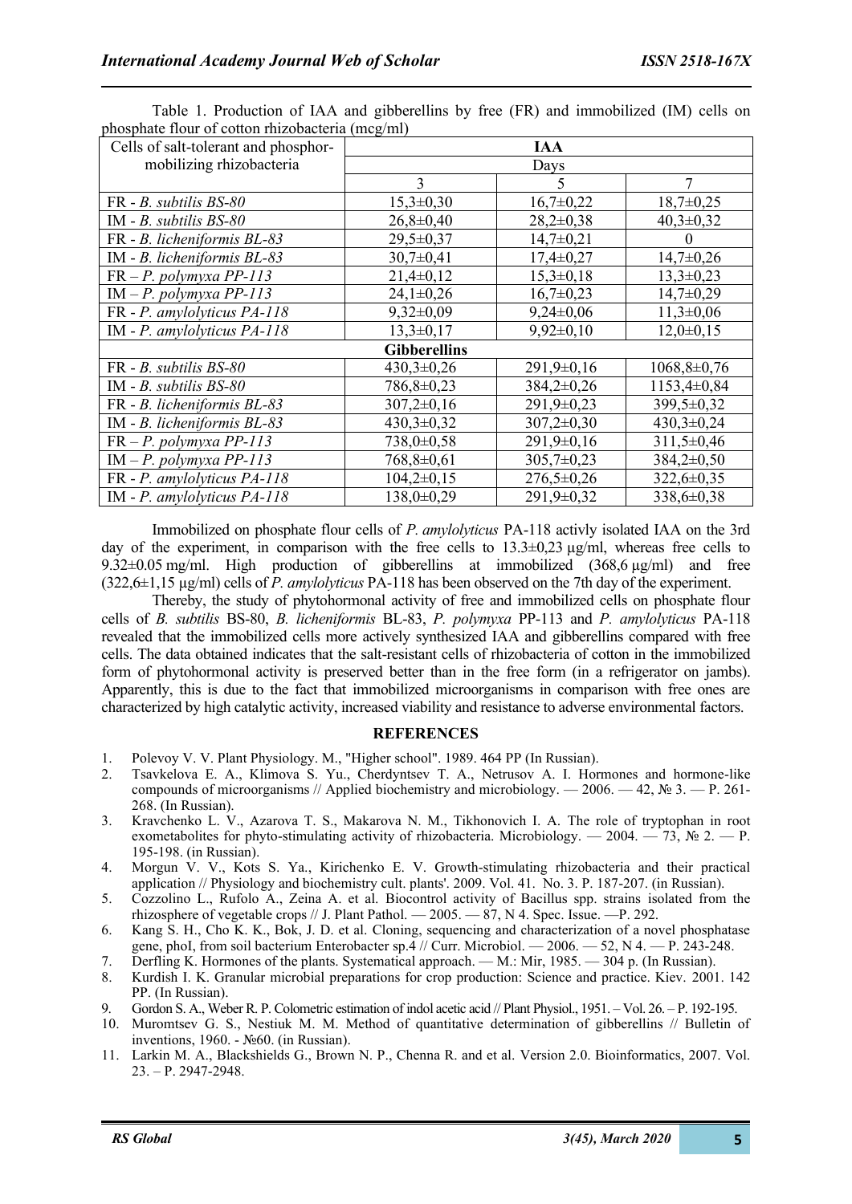Table 1. Production of IAA and gibberellins by free (FR) and immobilized (IM) cells on phosphate flour of cotton rhizobacteria (mcg/ml)

| Cells of salt-tolerant and phosphor-mobilizing rhizobacteria | IAA | | |
|---|---|---|---|
| | Days | | |
| | 3 | 5 | 7 |
| FR - *B. subtilis BS-80* | 15,3±0,30 | 16,7±0,22 | 18,7±0,25 |
| IM - *B. subtilis BS-80* | 26,8±0,40 | 28,2±0,38 | 40,3±0,32 |
| FR - *B. licheniformis BL-83* | 29,5±0,37 | 14,7±0,21 | 0 |
| IM - *B. licheniformis BL-83* | 30,7±0,41 | 17,4±0,27 | 14,7±0,26 |
| FR – *P. polymyxa PP-113* | 21,4±0,12 | 15,3±0,18 | 13,3±0,23 |
| IM – *P. polymyxa PP-113* | 24,1±0,26 | 16,7±0,23 | 14,7±0,29 |
| FR - *P. amylolyticus PA-118* | 9,32±0,09 | 9,24±0,06 | 11,3±0,06 |
| IM - *P. amylolyticus PA-118* | 13,3±0,17 | 9,92±0,10 | 12,0±0,15 |
| **Gibberellins** | | | |
| FR - *B. subtilis BS-80* | 430,3±0,26 | 291,9±0,16 | 1068,8±0,76 |
| IM - *B. subtilis BS-80* | 786,8±0,23 | 384,2±0,26 | 1153,4±0,84 |
| FR - *B. licheniformis BL-83* | 307,2±0,16 | 291,9±0,23 | 399,5±0,32 |
| IM - *B. licheniformis BL-83* | 430,3±0,32 | 307,2±0,30 | 430,3±0,24 |
| FR – *P. polymyxa PP-113* | 738,0±0,58 | 291,9±0,16 | 311,5±0,46 |
| IM – *P. polymyxa PP-113* | 768,8±0,61 | 305,7±0,23 | 384,2±0,50 |
| FR - *P. amylolyticus PA-118* | 104,2±0,15 | 276,5±0,26 | 322,6±0,35 |
| IM - *P. amylolyticus PA-118* | 138,0±0,29 | 291,9±0,32 | 338,6±0,38 |

Immobilized on phosphate flour cells of *P. amylolyticus* PA-118 activly isolated IAA on the 3rd day of the experiment, in comparison with the free cells to 13.3±0,23 μg/ml, whereas free cells to 9.32±0.05 mg/ml. High production of gibberellins at immobilized (368,6 μg/ml) and free (322,6±1,15 μg/ml) cells of *P. amylolyticus* PA-118 has been observed on the 7th day of the experiment.

Thereby, the study of phytohormonal activity of free and immobilized cells on phosphate flour cells of *B. subtilis* BS-80, *B. licheniformis* BL-83, *P. polymyxa* PP-113 and *P. amylolyticus* PA-118 revealed that the immobilized cells more actively synthesized IAA and gibberellins compared with free cells. The data obtained indicates that the salt-resistant cells of rhizobacteria of cotton in the immobilized form of phytohormonal activity is preserved better than in the free form (in a refrigerator on jambs). Apparently, this is due to the fact that immobilized microorganisms in comparison with free ones are characterized by high catalytic activity, increased viability and resistance to adverse environmental factors.

## REFERENCES

1. Polevoy V. V. Plant Physiology. M., "Higher school". 1989. 464 PP (In Russian).
2. Tsavkelova E. A., Klimova S. Yu., Cherdyntsev T. A., Netrusov A. I. Hormones and hormone-like compounds of microorganisms // Applied biochemistry and microbiology. — 2006. — 42, № 3. — P. 261-268. (In Russian).
3. Kravchenko L. V., Azarova T. S., Makarova N. M., Tikhonovich I. A. The role of tryptophan in root exometabolites for phyto-stimulating activity of rhizobacteria. Microbiology. — 2004. — 73, № 2. — P. 195-198. (in Russian).
4. Morgun V. V., Kots S. Ya., Kirichenko E. V. Growth-stimulating rhizobacteria and their practical application // Physiology and biochemistry cult. plants'. 2009. Vol. 41. No. 3. P. 187-207. (in Russian).
5. Cozzolino L., Rufolo A., Zeina A. et al. Biocontrol activity of Bacillus spp. strains isolated from the rhizosphere of vegetable crops // J. Plant Pathol. — 2005. — 87, N 4. Spec. Issue. —P. 292.
6. Kang S. H., Cho K. K., Bok, J. D. et al. Cloning, sequencing and characterization of a novel phosphatase gene, phoI, from soil bacterium Enterobacter sp.4 // Curr. Microbiol. — 2006. — 52, N 4. — P. 243-248.
7. Derfling K. Hormones of the plants. Systematical approach. — M.: Mir, 1985. — 304 p. (In Russian).
8. Kurdish I. K. Granular microbial preparations for crop production: Science and practice. Kiev. 2001. 142 PP. (In Russian).
9. Gordon S. A., Weber R. P. Colometric estimation of indol acetic acid // Plant Physiol., 1951. – Vol. 26. – P. 192-195.
10. Muromtsev G. S., Nestiuk M. M. Method of quantitative determination of gibberellins // Bulletin of inventions, 1960. - №60. (in Russian).
11. Larkin M. A., Blackshields G., Brown N. P., Chenna R. and et al. Version 2.0. Bioinformatics, 2007. Vol. 23. – P. 2947-2948.